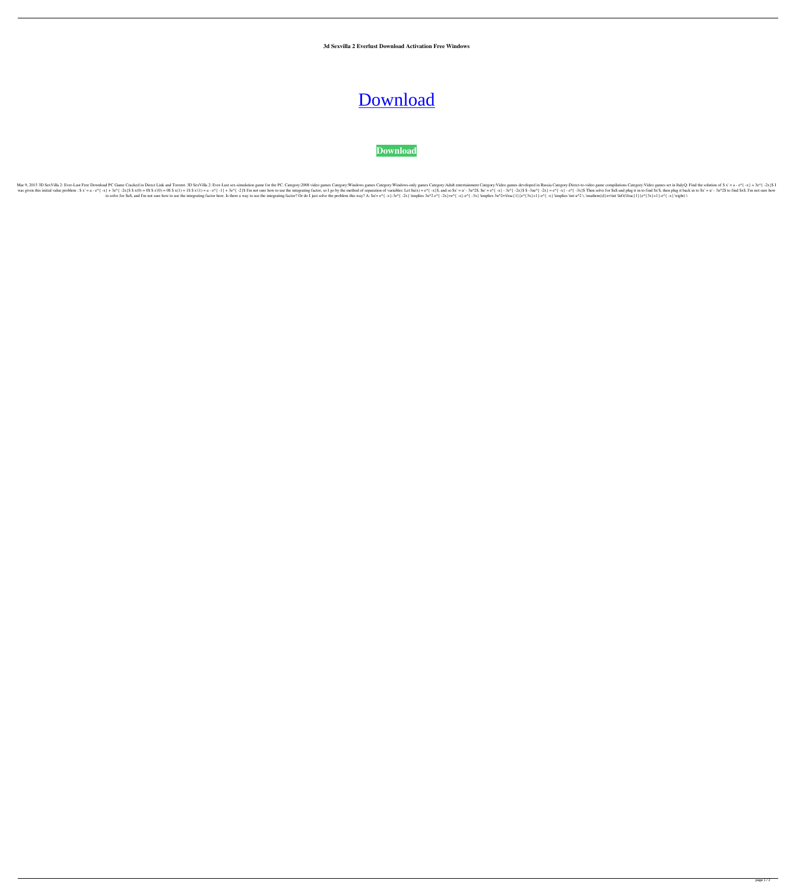**3d Sexvilla 2 Everlust Download Activation Free Windows**

# Download

**Download**

Mar 9, 2015 3D SexVilla 2: Ever-Lust Free Download PC Game Cracked in Direct Link and Torrent. 3D SexVilla 2: Ever-Lust sex-simulation game for the PC. Category:2008 video games Category:Windows games Category:Windows-only games Category:Adult entertainment Category:Video games developed in Russia Category:Direct-to-video game compilations Category:Video games set in ItalyQ: Find the solution of $ x' = a - e^{ -x} + 3e^{ -2x}$ I was given this initial value problem : $ x' = a - e^{ -x} + 3e^{ -2x}$ $ x(0) = 0$ $ x'(0) = 0$ $ x(1) = 1$ $ x'(1) = a - e^{ -1} + 3e^{ -2}$ I'm not sure how to use the integrating factor, so I go by the method of separation of variables: Let $u(x) = e^{ -x}$, and so $x' = u' - 3u^2$. $u' = e^{ -x} - 3e^{ -2x}$ $ -3ue^{ -2x} = e^{ -x} - e^{ -3x}$ Then solve for $u$ and plug it in to find $x'$, then plug it back in to $x' = u' - 3u^2$ to find $x$. I'm not sure how to solve for $u$, and I'm not sure how to use the integrating factor here. Is there a way to use the integrating factor? Or do I just solve the problem this way? A: $u'= e^{ -x}-3e^{ -2x} \implies 3u^2 e^{ -2x}=e^{ -x}-e^{ -3x} \implies 3u^2=\frac{1}{e^{3x}+1}-e^{ -x} \implies \int u^2 \, \mathrm{d} x=\int \left(\frac{1}{e^{3x}+1}-e^{ -x} \right) \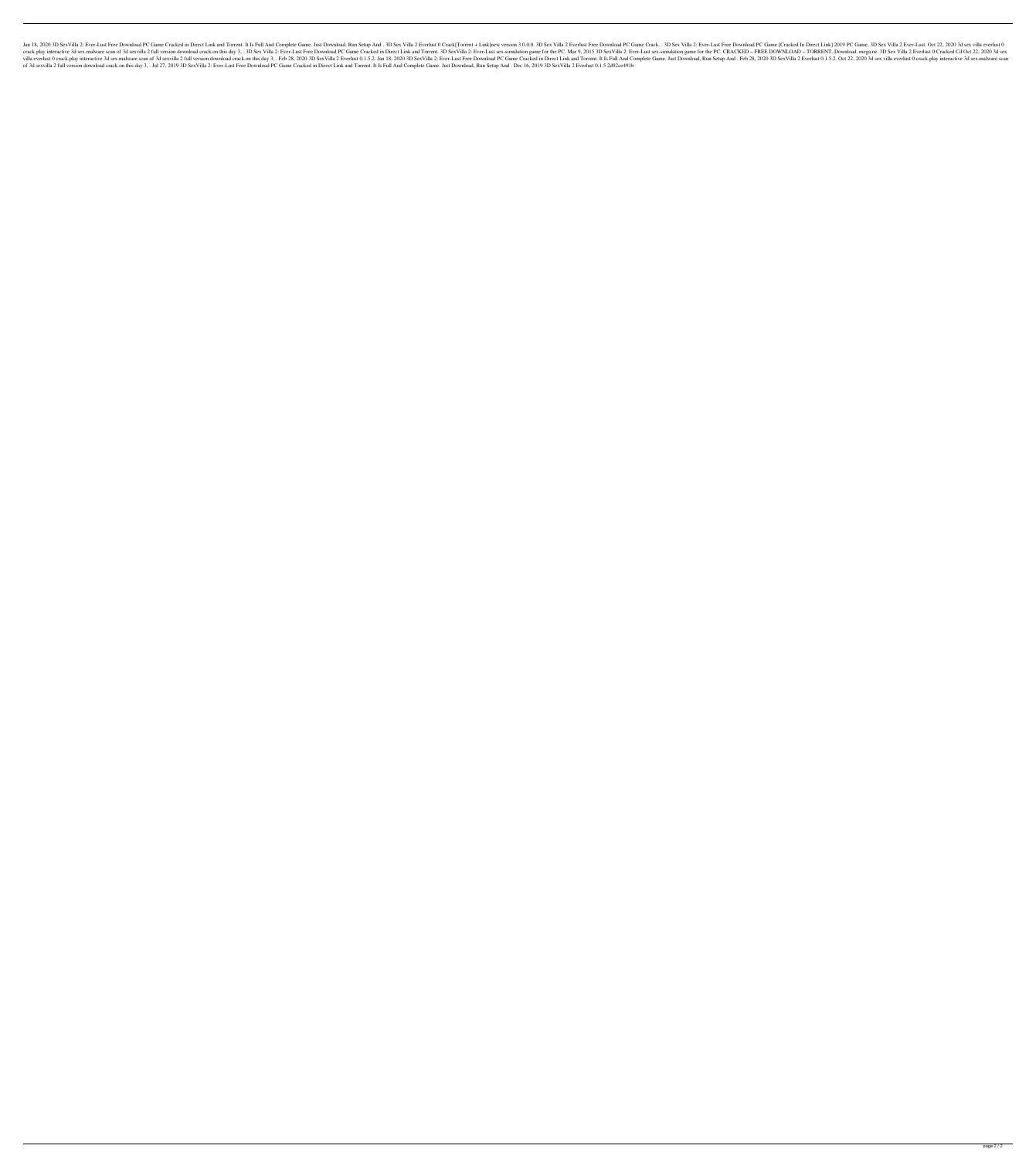Jan 18, 2020 3D SexVilla 2: Ever-Lust Free Download PC Game Cracked in Direct Link and Torrent. It Is Full And Complete Game. Just Download, Run Setup And . 3D Sex Villa 2 Everlust 0 Crack[Torrent + Link]new version 3.0.0.0. 3D Sex Villa 2 Everlust Free Download PC Game Crack. . 3D Sex Villa 2: Ever-Lust Free Download PC Game [Cracked In Direct Link] 2019 PC Game. 3D Sex Villa 2 Ever-Lust. Oct 22, 2020 3d sex villa everlust 0 crack.play interactive 3d sex.malware scan of 3d sexvilla 2 full version download crack.on this day 3, . 3D Sex Villa 2: Ever-Lust Free Download PC Game Cracked in Direct Link and Torrent. 3D SexVilla 2: Ever-Lust sex-simulation game for the PC. Mar 9, 2015 3D SexVilla 2: Ever-Lust sex-simulation game for the PC. CRACKED – FREE DOWNLOAD – TORRENT. Download. mega.nz. 3D Sex Villa 2 Everlust 0 Cracked Cd Oct 22, 2020 3d sex villa everlust 0 crack.play interactive 3d sex.malware scan of 3d sexvilla 2 full version download crack.on this day 3, . Feb 28, 2020 3D SexVilla 2 Everlust 0.1.5.2. Jan 18, 2020 3D SexVilla 2: Ever-Lust Free Download PC Game Cracked in Direct Link and Torrent. It Is Full And Complete Game. Just Download, Run Setup And . Feb 28, 2020 3D SexVilla 2 Everlust 0.1.5.2. Oct 22, 2020 3d sex villa everlust 0 crack.play interactive 3d sex.malware scan of 3d sexvilla 2 full version download crack.on this day 3, . Jul 27, 2019 3D SexVilla 2: Ever-Lust Free Download PC Game Cracked in Direct Link and Torrent. It Is Full And Complete Game. Just Download, Run Setup And . Dec 16, 2019 3D SexVilla 2 Everlust 0.1.5 2d92ce491b